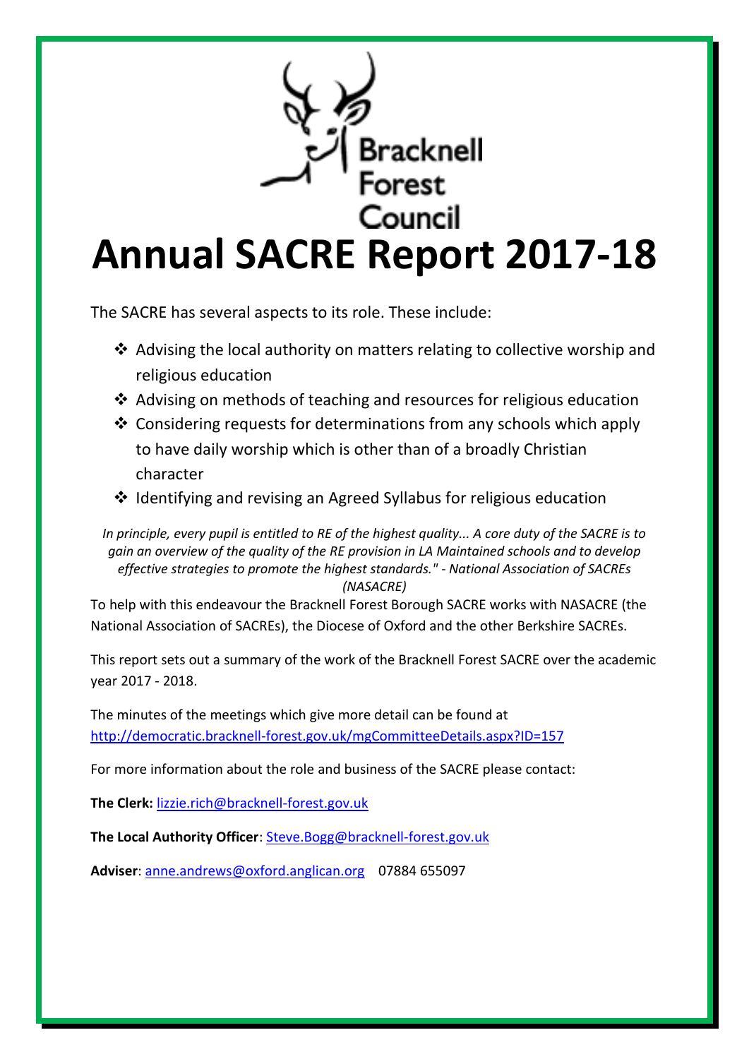Bracknell Forest Council

# Annual SACRE Report 2017-18

The SACRE has several aspects to its role. These include:

- Advising the local authority on matters relating to collective worship and religious education
- Advising on methods of teaching and resources for religious education
- Considering requests for determinations from any schools which apply to have daily worship which is other than of a broadly Christian character
- Identifying and revising an Agreed Syllabus for religious education

*In principle, every pupil is entitled to RE of the highest quality... A core duty of the SACRE is to gain an overview of the quality of the RE provision in LA Maintained schools and to develop effective strategies to promote the highest standards." - National Association of SACREs (NASACRE)*

To help with this endeavour the Bracknell Forest Borough SACRE works with NASACRE (the National Association of SACREs), the Diocese of Oxford and the other Berkshire SACREs.

This report sets out a summary of the work of the Bracknell Forest SACRE over the academic year 2017 - 2018.

The minutes of the meetings which give more detail can be found at http://democratic.bracknell-forest.gov.uk/mgCommitteeDetails.aspx?ID=157

For more information about the role and business of the SACRE please contact:

**The Clerk:** lizzie.rich@bracknell-forest.gov.uk

**The Local Authority Officer**: Steve.Bogg@bracknell-forest.gov.uk

**Adviser**: anne.andrews@oxford.anglican.org 07884 655097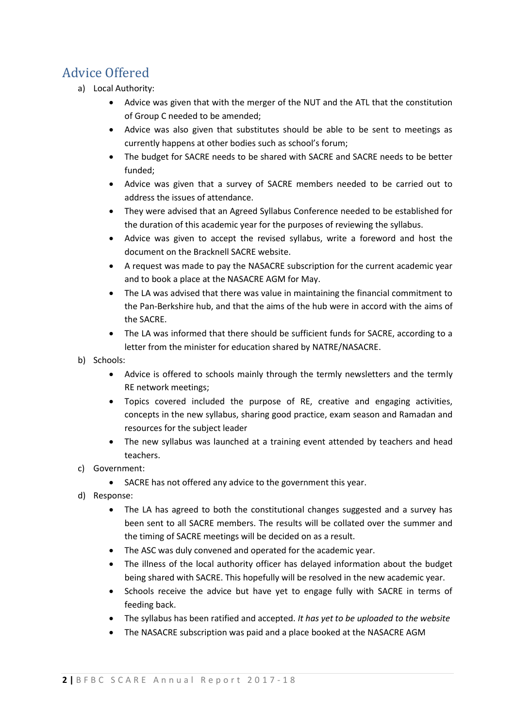## Advice Offered

a) Local Authority:
   - Advice was given that with the merger of the NUT and the ATL that the constitution of Group C needed to be amended;
   - Advice was also given that substitutes should be able to be sent to meetings as currently happens at other bodies such as school's forum;
   - The budget for SACRE needs to be shared with SACRE and SACRE needs to be better funded;
   - Advice was given that a survey of SACRE members needed to be carried out to address the issues of attendance.
   - They were advised that an Agreed Syllabus Conference needed to be established for the duration of this academic year for the purposes of reviewing the syllabus.
   - Advice was given to accept the revised syllabus, write a foreword and host the document on the Bracknell SACRE website.
   - A request was made to pay the NASACRE subscription for the current academic year and to book a place at the NASACRE AGM for May.
   - The LA was advised that there was value in maintaining the financial commitment to the Pan-Berkshire hub, and that the aims of the hub were in accord with the aims of the SACRE.
   - The LA was informed that there should be sufficient funds for SACRE, according to a letter from the minister for education shared by NATRE/NASACRE.

b) Schools:
   - Advice is offered to schools mainly through the termly newsletters and the termly RE network meetings;
   - Topics covered included the purpose of RE, creative and engaging activities, concepts in the new syllabus, sharing good practice, exam season and Ramadan and resources for the subject leader
   - The new syllabus was launched at a training event attended by teachers and head teachers.

c) Government:
   - SACRE has not offered any advice to the government this year.

d) Response:
   - The LA has agreed to both the constitutional changes suggested and a survey has been sent to all SACRE members. The results will be collated over the summer and the timing of SACRE meetings will be decided on as a result.
   - The ASC was duly convened and operated for the academic year.
   - The illness of the local authority officer has delayed information about the budget being shared with SACRE. This hopefully will be resolved in the new academic year.
   - Schools receive the advice but have yet to engage fully with SACRE in terms of feeding back.
   - The syllabus has been ratified and accepted. *It has yet to be uploaded to the website*
   - The NASACRE subscription was paid and a place booked at the NASACRE AGM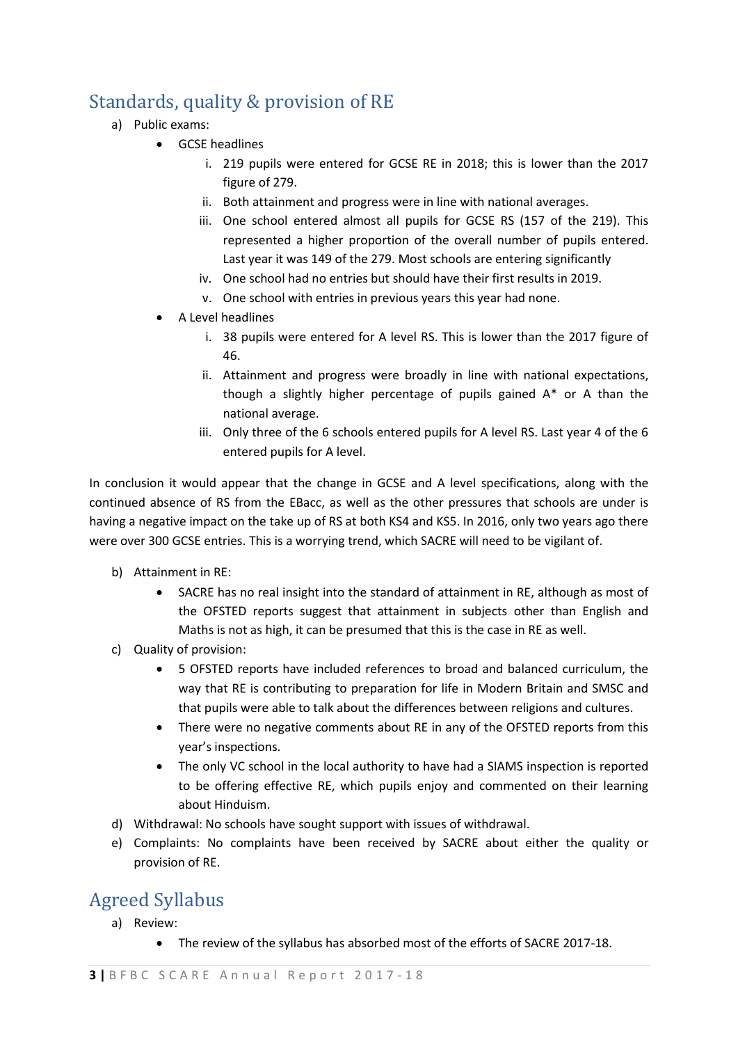## Standards, quality & provision of RE

a) Public exams:

- GCSE headlines
  i. 219 pupils were entered for GCSE RE in 2018; this is lower than the 2017 figure of 279.
  ii. Both attainment and progress were in line with national averages.
  iii. One school entered almost all pupils for GCSE RS (157 of the 219). This represented a higher proportion of the overall number of pupils entered. Last year it was 149 of the 279. Most schools are entering significantly
  iv. One school had no entries but should have their first results in 2019.
  v. One school with entries in previous years this year had none.
- A Level headlines
  i. 38 pupils were entered for A level RS. This is lower than the 2017 figure of 46.
  ii. Attainment and progress were broadly in line with national expectations, though a slightly higher percentage of pupils gained A* or A than the national average.
  iii. Only three of the 6 schools entered pupils for A level RS. Last year 4 of the 6 entered pupils for A level.

In conclusion it would appear that the change in GCSE and A level specifications, along with the continued absence of RS from the EBacc, as well as the other pressures that schools are under is having a negative impact on the take up of RS at both KS4 and KS5. In 2016, only two years ago there were over 300 GCSE entries. This is a worrying trend, which SACRE will need to be vigilant of.

b) Attainment in RE:
- SACRE has no real insight into the standard of attainment in RE, although as most of the OFSTED reports suggest that attainment in subjects other than English and Maths is not as high, it can be presumed that this is the case in RE as well.

c) Quality of provision:
- 5 OFSTED reports have included references to broad and balanced curriculum, the way that RE is contributing to preparation for life in Modern Britain and SMSC and that pupils were able to talk about the differences between religions and cultures.
- There were no negative comments about RE in any of the OFSTED reports from this year's inspections.
- The only VC school in the local authority to have had a SIAMS inspection is reported to be offering effective RE, which pupils enjoy and commented on their learning about Hinduism.

d) Withdrawal: No schools have sought support with issues of withdrawal.

e) Complaints: No complaints have been received by SACRE about either the quality or provision of RE.

## Agreed Syllabus

a) Review:
- The review of the syllabus has absorbed most of the efforts of SACRE 2017-18.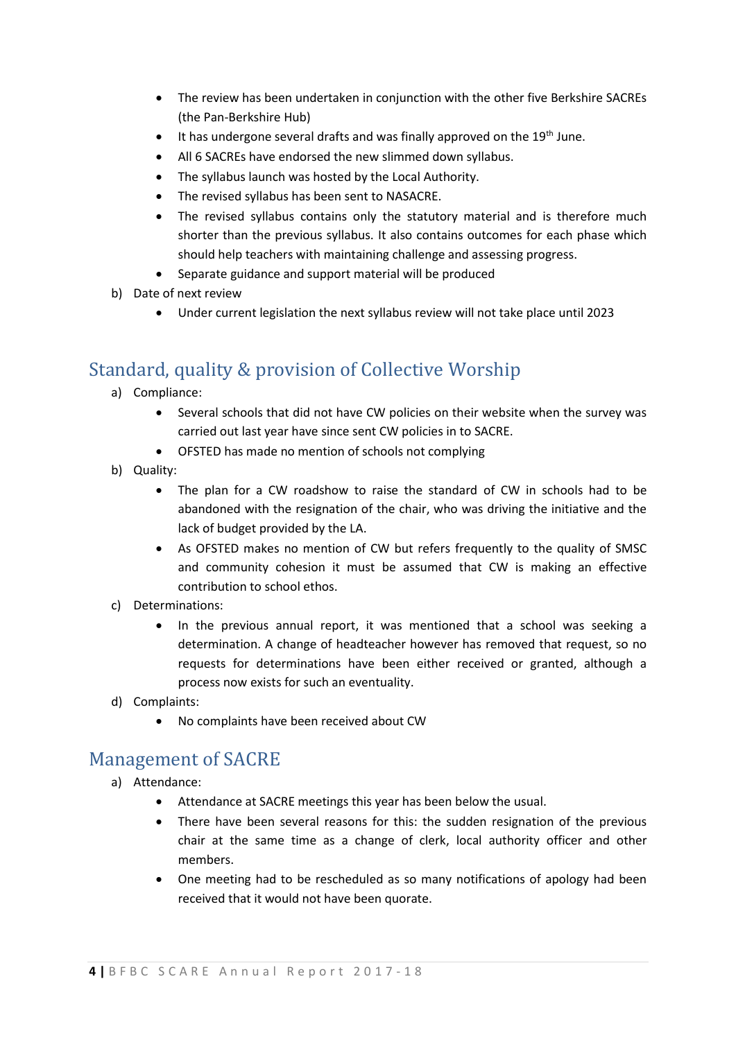- The review has been undertaken in conjunction with the other five Berkshire SACREs (the Pan-Berkshire Hub)
- It has undergone several drafts and was finally approved on the 19th June.
- All 6 SACREs have endorsed the new slimmed down syllabus.
- The syllabus launch was hosted by the Local Authority.
- The revised syllabus has been sent to NASACRE.
- The revised syllabus contains only the statutory material and is therefore much shorter than the previous syllabus. It also contains outcomes for each phase which should help teachers with maintaining challenge and assessing progress.
- Separate guidance and support material will be produced

b) Date of next review
   - Under current legislation the next syllabus review will not take place until 2023

## Standard, quality & provision of Collective Worship

a) Compliance:
   - Several schools that did not have CW policies on their website when the survey was carried out last year have since sent CW policies in to SACRE.
   - OFSTED has made no mention of schools not complying

b) Quality:
   - The plan for a CW roadshow to raise the standard of CW in schools had to be abandoned with the resignation of the chair, who was driving the initiative and the lack of budget provided by the LA.
   - As OFSTED makes no mention of CW but refers frequently to the quality of SMSC and community cohesion it must be assumed that CW is making an effective contribution to school ethos.

c) Determinations:
   - In the previous annual report, it was mentioned that a school was seeking a determination. A change of headteacher however has removed that request, so no requests for determinations have been either received or granted, although a process now exists for such an eventuality.

d) Complaints:
   - No complaints have been received about CW

## Management of SACRE

a) Attendance:
   - Attendance at SACRE meetings this year has been below the usual.
   - There have been several reasons for this: the sudden resignation of the previous chair at the same time as a change of clerk, local authority officer and other members.
   - One meeting had to be rescheduled as so many notifications of apology had been received that it would not have been quorate.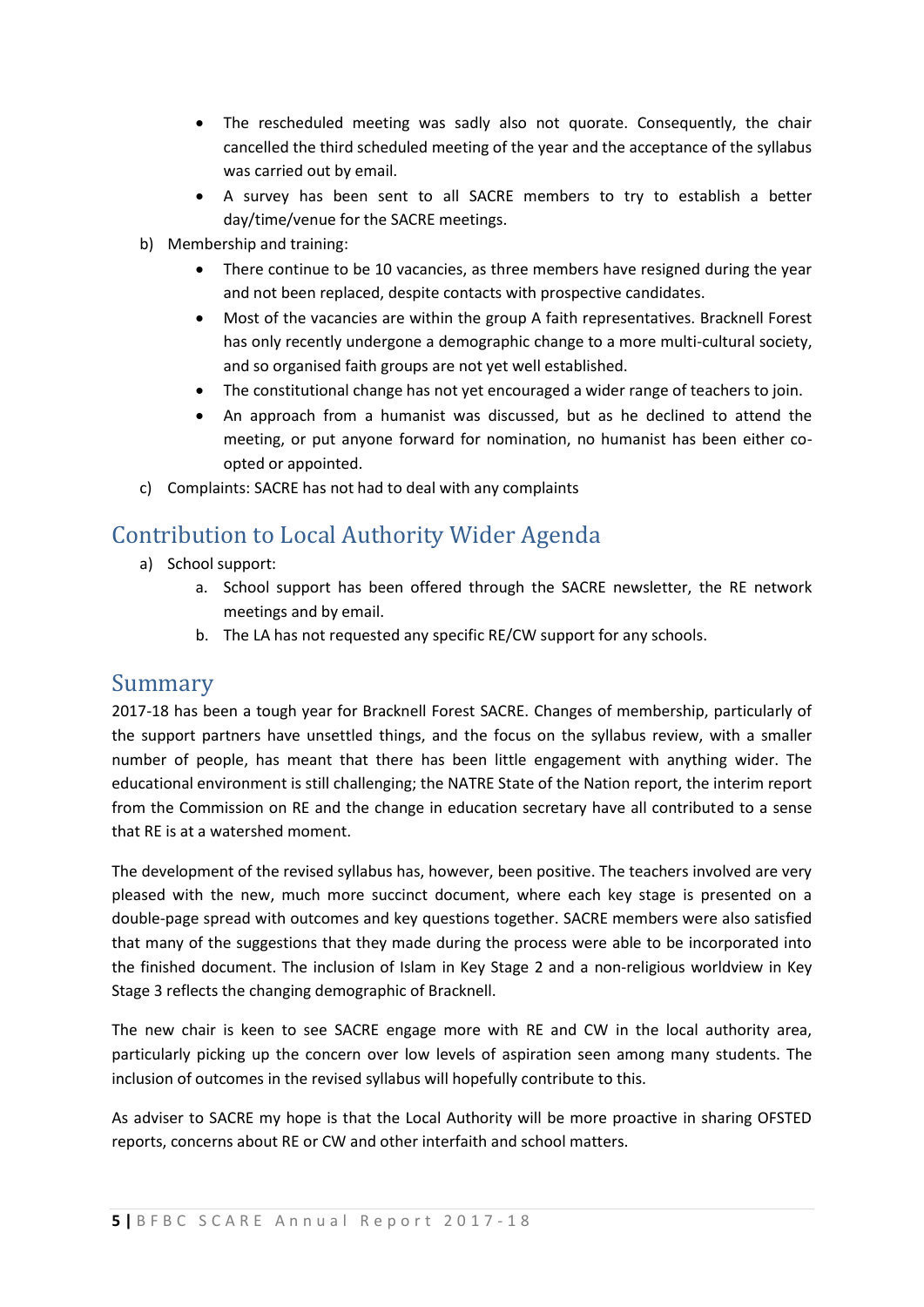- The rescheduled meeting was sadly also not quorate. Consequently, the chair cancelled the third scheduled meeting of the year and the acceptance of the syllabus was carried out by email.
- A survey has been sent to all SACRE members to try to establish a better day/time/venue for the SACRE meetings.

b) Membership and training:
- There continue to be 10 vacancies, as three members have resigned during the year and not been replaced, despite contacts with prospective candidates.
- Most of the vacancies are within the group A faith representatives. Bracknell Forest has only recently undergone a demographic change to a more multi-cultural society, and so organised faith groups are not yet well established.
- The constitutional change has not yet encouraged a wider range of teachers to join.
- An approach from a humanist was discussed, but as he declined to attend the meeting, or put anyone forward for nomination, no humanist has been either co-opted or appointed.

c) Complaints: SACRE has not had to deal with any complaints

## Contribution to Local Authority Wider Agenda

a) School support:

  a. School support has been offered through the SACRE newsletter, the RE network meetings and by email.

  b. The LA has not requested any specific RE/CW support for any schools.

## Summary

2017-18 has been a tough year for Bracknell Forest SACRE. Changes of membership, particularly of the support partners have unsettled things, and the focus on the syllabus review, with a smaller number of people, has meant that there has been little engagement with anything wider. The educational environment is still challenging; the NATRE State of the Nation report, the interim report from the Commission on RE and the change in education secretary have all contributed to a sense that RE is at a watershed moment.

The development of the revised syllabus has, however, been positive. The teachers involved are very pleased with the new, much more succinct document, where each key stage is presented on a double-page spread with outcomes and key questions together. SACRE members were also satisfied that many of the suggestions that they made during the process were able to be incorporated into the finished document. The inclusion of Islam in Key Stage 2 and a non-religious worldview in Key Stage 3 reflects the changing demographic of Bracknell.

The new chair is keen to see SACRE engage more with RE and CW in the local authority area, particularly picking up the concern over low levels of aspiration seen among many students. The inclusion of outcomes in the revised syllabus will hopefully contribute to this.

As adviser to SACRE my hope is that the Local Authority will be more proactive in sharing OFSTED reports, concerns about RE or CW and other interfaith and school matters.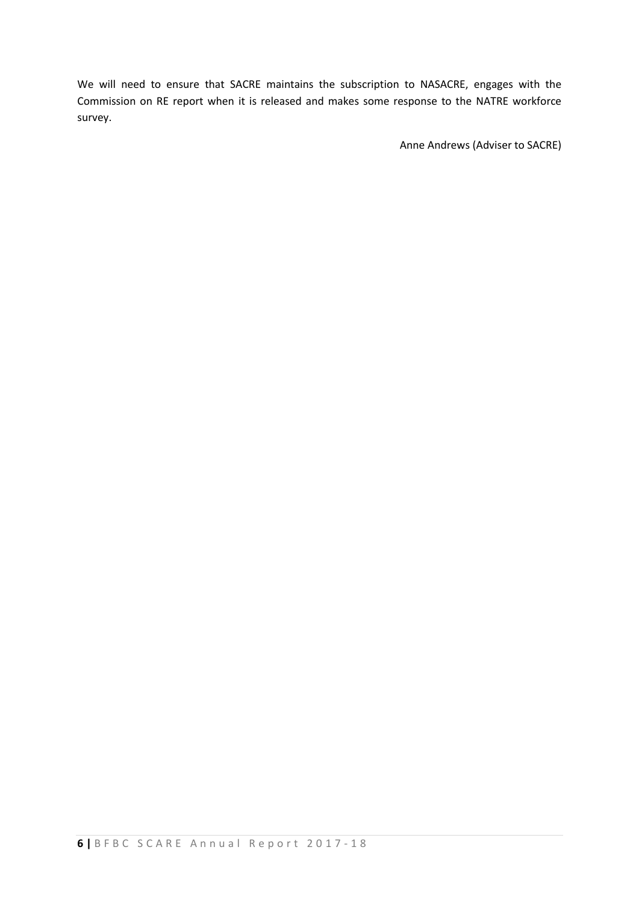We will need to ensure that SACRE maintains the subscription to NASACRE, engages with the Commission on RE report when it is released and makes some response to the NATRE workforce survey.

Anne Andrews (Adviser to SACRE)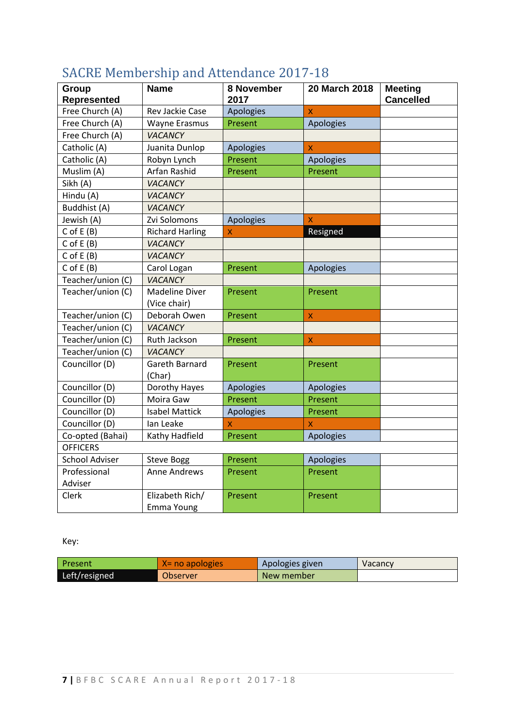## SACRE Membership and Attendance 2017-18

| Group Represented | Name | 8 November 2017 | 20 March 2018 | Meeting Cancelled |
|---|---|---|---|---|
| Free Church (A) | Rev Jackie Case | Apologies | x | |
| Free Church (A) | Wayne Erasmus | Present | Apologies | |
| Free Church (A) | *VACANCY* | | | |
| Catholic (A) | Juanita Dunlop | Apologies | x | |
| Catholic (A) | Robyn Lynch | Present | Apologies | |
| Muslim (A) | Arfan Rashid | Present | Present | |
| Sikh (A) | *VACANCY* | | | |
| Hindu (A) | *VACANCY* | | | |
| Buddhist (A) | *VACANCY* | | | |
| Jewish (A) | Zvi Solomons | Apologies | x | |
| C of E (B) | Richard Harling | x | Resigned | |
| C of E (B) | *VACANCY* | | | |
| C of E (B) | *VACANCY* | | | |
| C of E (B) | Carol Logan | Present | Apologies | |
| Teacher/union (C) | *VACANCY* | | | |
| Teacher/union (C) | Madeline Diver (Vice chair) | Present | Present | |
| Teacher/union (C) | Deborah Owen | Present | x | |
| Teacher/union (C) | *VACANCY* | | | |
| Teacher/union (C) | Ruth Jackson | Present | x | |
| Teacher/union (C) | *VACANCY* | | | |
| Councillor (D) | Gareth Barnard (Char) | Present | Present | |
| Councillor (D) | Dorothy Hayes | Apologies | Apologies | |
| Councillor (D) | Moira Gaw | Present | Present | |
| Councillor (D) | Isabel Mattick | Apologies | Present | |
| Councillor (D) | Ian Leake | x | x | |
| Co-opted (Bahai) | Kathy Hadfield | Present | Apologies | |
| OFFICERS | | | | |
| School Adviser | Steve Bogg | Present | Apologies | |
| Professional Adviser | Anne Andrews | Present | Present | |
| Clerk | Elizabeth Rich/ Emma Young | Present | Present | |

Key:

| | | | |
|---|---|---|---|
| Present | X= no apologies | Apologies given | Vacancy |
| Left/resigned | Observer | New member | |